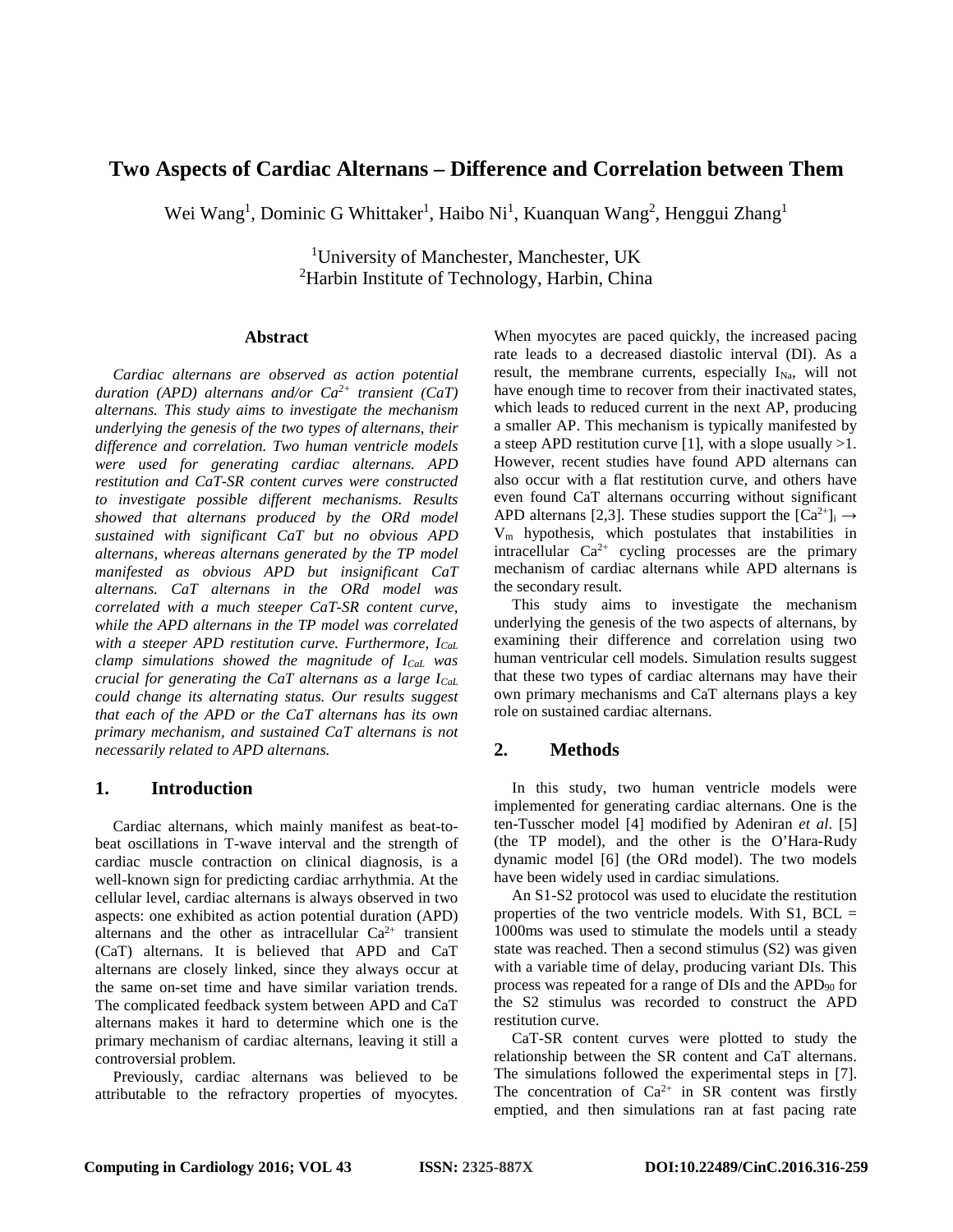# Two Aspects of Cardiac Alternans – Difference and Correlation between Them

Wei Wang[1], Dominic G Whittaker[1], Haibo Ni[1], Kuanquan Wang[2], Henggui Zhang[1]

[1]University of Manchester, Manchester, UK
[2]Harbin Institute of Technology, Harbin, China

## Abstract

*Cardiac alternans are observed as action potential duration (APD) alternans and/or $Ca^{2+}$ transient (CaT) alternans. This study aims to investigate the mechanism underlying the genesis of the two types of alternans, their difference and correlation. Two human ventricle models were used for generating cardiac alternans. APD restitution and CaT-SR content curves were constructed to investigate possible different mechanisms. Results showed that alternans produced by the ORd model sustained with significant CaT but no obvious APD alternans, whereas alternans generated by the TP model manifested as obvious APD but insignificant CaT alternans. CaT alternans in the ORd model was correlated with a much steeper CaT-SR content curve, while the APD alternans in the TP model was correlated with a steeper APD restitution curve. Furthermore, $I_{CaL}$ clamp simulations showed the magnitude of $I_{CaL}$ was crucial for generating the CaT alternans as a large $I_{CaL}$ could change its alternating status. Our results suggest that each of the APD or the CaT alternans has its own primary mechanism, and sustained CaT alternans is not necessarily related to APD alternans.*

## 1. Introduction

Cardiac alternans, which mainly manifest as beat-to-beat oscillations in T-wave interval and the strength of cardiac muscle contraction on clinical diagnosis, is a well-known sign for predicting cardiac arrhythmia. At the cellular level, cardiac alternans is always observed in two aspects: one exhibited as action potential duration (APD) alternans and the other as intracellular $Ca^{2+}$ transient (CaT) alternans. It is believed that APD and CaT alternans are closely linked, since they always occur at the same on-set time and have similar variation trends. The complicated feedback system between APD and CaT alternans makes it hard to determine which one is the primary mechanism of cardiac alternans, leaving it still a controversial problem.

Previously, cardiac alternans was believed to be attributable to the refractory properties of myocytes. When myocytes are paced quickly, the increased pacing rate leads to a decreased diastolic interval (DI). As a result, the membrane currents, especially $I_{Na}$, will not have enough time to recover from their inactivated states, which leads to reduced current in the next AP, producing a smaller AP. This mechanism is typically manifested by a steep APD restitution curve [1], with a slope usually >1. However, recent studies have found APD alternans can also occur with a flat restitution curve, and others have even found CaT alternans occurring without significant APD alternans [2,3]. These studies support the $[Ca^{2+}]_i \rightarrow V_m$ hypothesis, which postulates that instabilities in intracellular $Ca^{2+}$ cycling processes are the primary mechanism of cardiac alternans while APD alternans is the secondary result.

This study aims to investigate the mechanism underlying the genesis of the two aspects of alternans, by examining their difference and correlation using two human ventricular cell models. Simulation results suggest that these two types of cardiac alternans may have their own primary mechanisms and CaT alternans plays a key role on sustained cardiac alternans.

## 2. Methods

In this study, two human ventricle models were implemented for generating cardiac alternans. One is the ten-Tusscher model [4] modified by Adeniran *et al*. [5] (the TP model), and the other is the O'Hara-Rudy dynamic model [6] (the ORd model). The two models have been widely used in cardiac simulations.

An S1-S2 protocol was used to elucidate the restitution properties of the two ventricle models. With S1, BCL = 1000ms was used to stimulate the models until a steady state was reached. Then a second stimulus (S2) was given with a variable time of delay, producing variant DIs. This process was repeated for a range of DIs and the $APD_{90}$ for the S2 stimulus was recorded to construct the APD restitution curve.

CaT-SR content curves were plotted to study the relationship between the SR content and CaT alternans. The simulations followed the experimental steps in [7]. The concentration of $Ca^{2+}$ in SR content was firstly emptied, and then simulations ran at fast pacing rate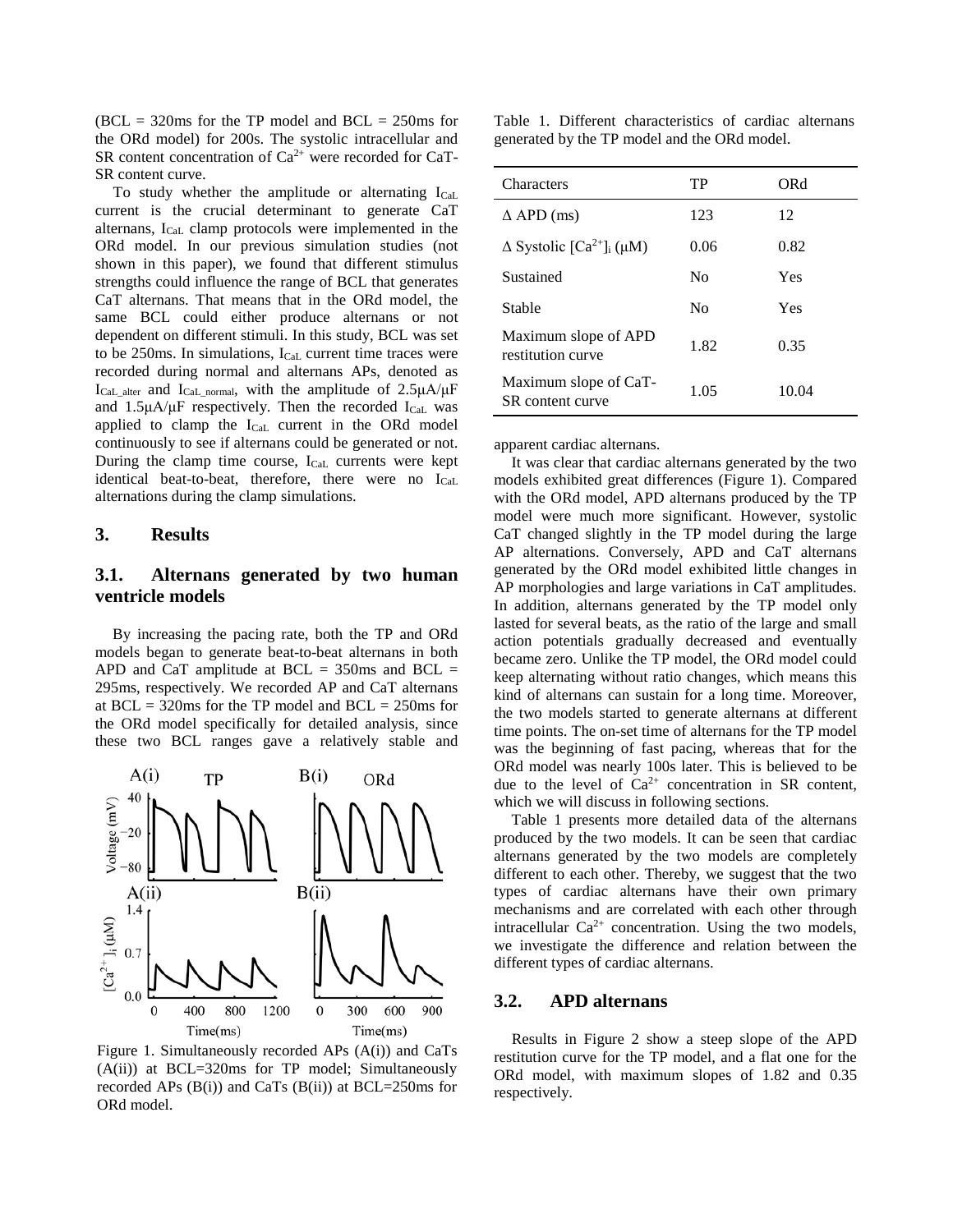(BCL = 320ms for the TP model and BCL = 250ms for the ORd model) for 200s. The systolic intracellular and SR content concentration of $Ca^{2+}$ were recorded for CaT-SR content curve.

To study whether the amplitude or alternating $I_{CaL}$ current is the crucial determinant to generate CaT alternans, $I_{CaL}$ clamp protocols were implemented in the ORd model. In our previous simulation studies (not shown in this paper), we found that different stimulus strengths could influence the range of BCL that generates CaT alternans. That means that in the ORd model, the same BCL could either produce alternans or not dependent on different stimuli. In this study, BCL was set to be 250ms. In simulations, $I_{CaL}$ current time traces were recorded during normal and alternans APs, denoted as $I_{CaL\_alter}$ and $I_{CaL\_normal}$, with the amplitude of 2.5μA/μF and 1.5μA/μF respectively. Then the recorded $I_{CaL}$ was applied to clamp the $I_{CaL}$ current in the ORd model continuously to see if alternans could be generated or not. During the clamp time course, $I_{CaL}$ currents were kept identical beat-to-beat, therefore, there were no $I_{CaL}$ alternations during the clamp simulations.

## 3. Results

### 3.1. Alternans generated by two human ventricle models

By increasing the pacing rate, both the TP and ORd models began to generate beat-to-beat alternans in both APD and CaT amplitude at BCL = 350ms and BCL = 295ms, respectively. We recorded AP and CaT alternans at BCL = 320ms for the TP model and BCL = 250ms for the ORd model specifically for detailed analysis, since these two BCL ranges gave a relatively stable and apparent cardiac alternans.

Figure 1. Simultaneously recorded APs (A(i)) and CaTs (A(ii)) at BCL=320ms for TP model; Simultaneously recorded APs (B(i)) and CaTs (B(ii)) at BCL=250ms for ORd model.

Table 1. Different characteristics of cardiac alternans generated by the TP model and the ORd model.

| Characters | TP | ORd |
|---|---|---|
| Δ APD (ms) | 123 | 12 |
| Δ Systolic $[Ca^{2+}]_i$ (μM) | 0.06 | 0.82 |
| Sustained | No | Yes |
| Stable | No | Yes |
| Maximum slope of APD restitution curve | 1.82 | 0.35 |
| Maximum slope of CaT-SR content curve | 1.05 | 10.04 |

It was clear that cardiac alternans generated by the two models exhibited great differences (Figure 1). Compared with the ORd model, APD alternans produced by the TP model were much more significant. However, systolic CaT changed slightly in the TP model during the large AP alternations. Conversely, APD and CaT alternans generated by the ORd model exhibited little changes in AP morphologies and large variations in CaT amplitudes. In addition, alternans generated by the TP model only lasted for several beats, as the ratio of the large and small action potentials gradually decreased and eventually became zero. Unlike the TP model, the ORd model could keep alternating without ratio changes, which means this kind of alternans can sustain for a long time. Moreover, the two models started to generate alternans at different time points. The on-set time of alternans for the TP model was the beginning of fast pacing, whereas that for the ORd model was nearly 100s later. This is believed to be due to the level of $Ca^{2+}$ concentration in SR content, which we will discuss in following sections.

Table 1 presents more detailed data of the alternans produced by the two models. It can be seen that cardiac alternans generated by the two models are completely different to each other. Thereby, we suggest that the two types of cardiac alternans have their own primary mechanisms and are correlated with each other through intracellular $Ca^{2+}$ concentration. Using the two models, we investigate the difference and relation between the different types of cardiac alternans.

### 3.2. APD alternans

Results in Figure 2 show a steep slope of the APD restitution curve for the TP model, and a flat one for the ORd model, with maximum slopes of 1.82 and 0.35 respectively.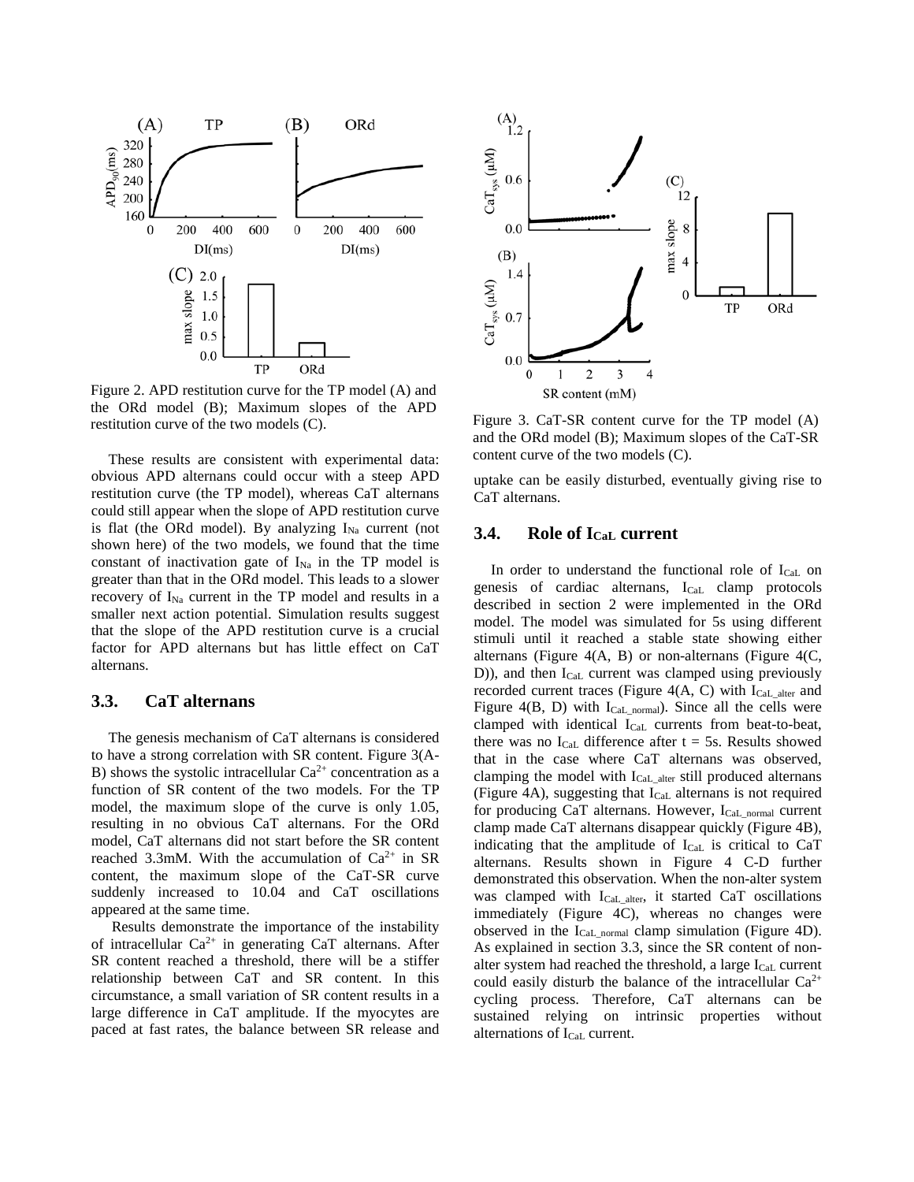Figure 2. APD restitution curve for the TP model (A) and the ORd model (B); Maximum slopes of the APD restitution curve of the two models (C).

These results are consistent with experimental data: obvious APD alternans could occur with a steep APD restitution curve (the TP model), whereas CaT alternans could still appear when the slope of APD restitution curve is flat (the ORd model). By analyzing $I_{Na}$ current (not shown here) of the two models, we found that the time constant of inactivation gate of $I_{Na}$ in the TP model is greater than that in the ORd model. This leads to a slower recovery of $I_{Na}$ current in the TP model and results in a smaller next action potential. Simulation results suggest that the slope of the APD restitution curve is a crucial factor for APD alternans but has little effect on CaT alternans.

### 3.3. CaT alternans

The genesis mechanism of CaT alternans is considered to have a strong correlation with SR content. Figure 3(A-B) shows the systolic intracellular $Ca^{2+}$ concentration as a function of SR content of the two models. For the TP model, the maximum slope of the curve is only 1.05, resulting in no obvious CaT alternans. For the ORd model, CaT alternans did not start before the SR content reached 3.3mM. With the accumulation of $Ca^{2+}$ in SR content, the maximum slope of the CaT-SR curve suddenly increased to 10.04 and CaT oscillations appeared at the same time.

Results demonstrate the importance of the instability of intracellular $Ca^{2+}$ in generating CaT alternans. After SR content reached a threshold, there will be a stiffer relationship between CaT and SR content. In this circumstance, a small variation of SR content results in a large difference in CaT amplitude. If the myocytes are paced at fast rates, the balance between SR release and uptake can be easily disturbed, eventually giving rise to CaT alternans.

Figure 3. CaT-SR content curve for the TP model (A) and the ORd model (B); Maximum slopes of the CaT-SR content curve of the two models (C).

### 3.4. Role of $I_{CaL}$ current

In order to understand the functional role of $I_{CaL}$ on genesis of cardiac alternans, $I_{CaL}$ clamp protocols described in section 2 were implemented in the ORd model. The model was simulated for 5s using different stimuli until it reached a stable state showing either alternans (Figure 4(A, B) or non-alternans (Figure 4(C, D)), and then $I_{CaL}$ current was clamped using previously recorded current traces (Figure 4(A, C) with $I_{CaL\_alter}$ and Figure 4(B, D) with $I_{CaL\_normal}$). Since all the cells were clamped with identical $I_{CaL}$ currents from beat-to-beat, there was no $I_{CaL}$ difference after t = 5s. Results showed that in the case where CaT alternans was observed, clamping the model with $I_{CaL\_alter}$ still produced alternans (Figure 4A), suggesting that $I_{CaL}$ alternans is not required for producing CaT alternans. However, $I_{CaL\_normal}$ current clamp made CaT alternans disappear quickly (Figure 4B), indicating that the amplitude of $I_{CaL}$ is critical to CaT alternans. Results shown in Figure 4 C-D further demonstrated this observation. When the non-alter system was clamped with $I_{CaL\_alter}$, it started CaT oscillations immediately (Figure 4C), whereas no changes were observed in the $I_{CaL\_normal}$ clamp simulation (Figure 4D). As explained in section 3.3, since the SR content of non-alter system had reached the threshold, a large $I_{CaL}$ current could easily disturb the balance of the intracellular $Ca^{2+}$ cycling process. Therefore, CaT alternans can be sustained relying on intrinsic properties without alternations of $I_{CaL}$ current.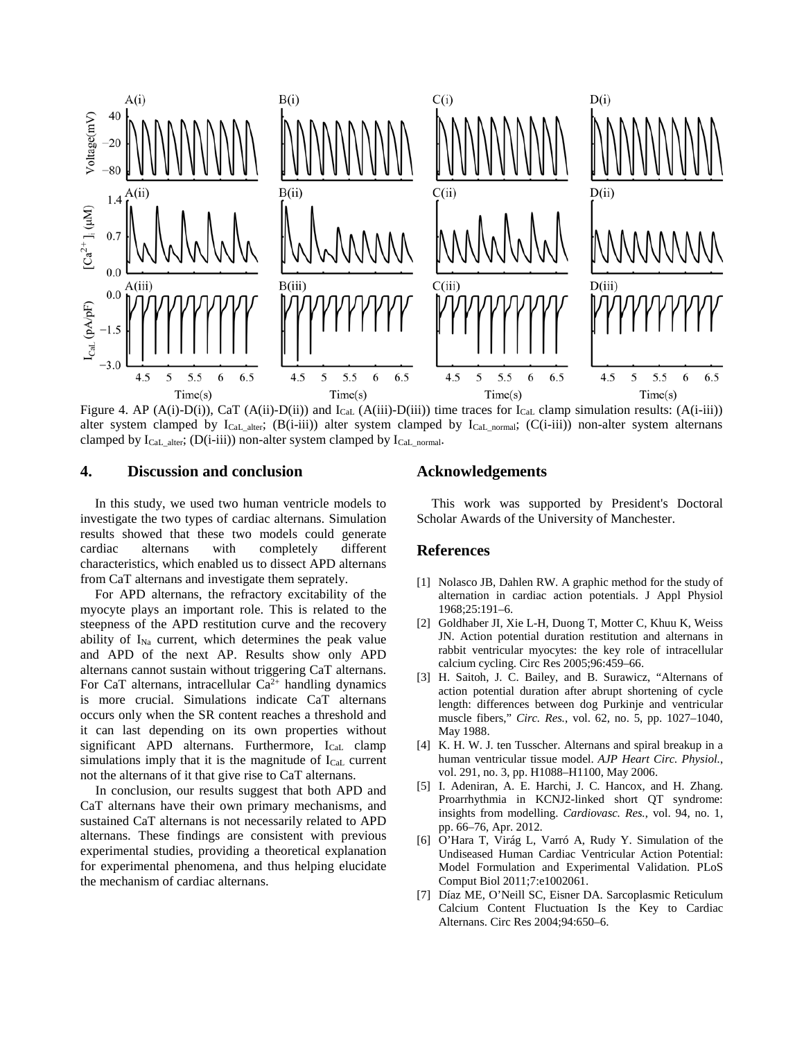A(i) B(i) C(i) D(i)

Voltage(mV)
40
−20
−80

A(ii) B(ii) C(ii) D(ii)

$[Ca^{2+}]_i$ (μM)
1.4
0.7
0.0

A(iii) B(iii) C(iii) D(iii)

$I_{CaL}$ (pA/pF)
0.0
−1.5
−3.0

4.5 5 5.5 6 6.5

Time(s) Time(s) Time(s) Time(s)

Figure 4. AP (A(i)-D(i)), CaT (A(ii)-D(ii)) and $I_{CaL}$ (A(iii)-D(iii)) time traces for $I_{CaL}$ clamp simulation results: (A(i-iii)) alter system clamped by $I_{CaL\_alter}$; (B(i-iii)) alter system clamped by $I_{CaL\_normal}$; (C(i-iii)) non-alter system alternans clamped by $I_{CaL\_alter}$; (D(i-iii)) non-alter system clamped by $I_{CaL\_normal}$.

## 4. Discussion and conclusion

In this study, we used two human ventricle models to investigate the two types of cardiac alternans. Simulation results showed that these two models could generate cardiac alternans with completely different characteristics, which enabled us to dissect APD alternans from CaT alternans and investigate them seprately.

For APD alternans, the refractory excitability of the myocyte plays an important role. This is related to the steepness of the APD restitution curve and the recovery ability of $I_{Na}$ current, which determines the peak value and APD of the next AP. Results show only APD alternans cannot sustain without triggering CaT alternans. For CaT alternans, intracellular $Ca^{2+}$ handling dynamics is more crucial. Simulations indicate CaT alternans occurs only when the SR content reaches a threshold and it can last depending on its own properties without significant APD alternans. Furthermore, $I_{CaL}$ clamp simulations imply that it is the magnitude of $I_{CaL}$ current not the alternans of it that give rise to CaT alternans.

In conclusion, our results suggest that both APD and CaT alternans have their own primary mechanisms, and sustained CaT alternans is not necessarily related to APD alternans. These findings are consistent with previous experimental studies, providing a theoretical explanation for experimental phenomena, and thus helping elucidate the mechanism of cardiac alternans.

## Acknowledgements

This work was supported by President's Doctoral Scholar Awards of the University of Manchester.

## References

[1] Nolasco JB, Dahlen RW. A graphic method for the study of alternation in cardiac action potentials. J Appl Physiol 1968;25:191–6.

[2] Goldhaber JI, Xie L-H, Duong T, Motter C, Khuu K, Weiss JN. Action potential duration restitution and alternans in rabbit ventricular myocytes: the key role of intracellular calcium cycling. Circ Res 2005;96:459–66.

[3] H. Saitoh, J. C. Bailey, and B. Surawicz, "Alternans of action potential duration after abrupt shortening of cycle length: differences between dog Purkinje and ventricular muscle fibers," *Circ. Res.*, vol. 62, no. 5, pp. 1027–1040, May 1988.

[4] K. H. W. J. ten Tusscher. Alternans and spiral breakup in a human ventricular tissue model. *AJP Heart Circ. Physiol.*, vol. 291, no. 3, pp. H1088–H1100, May 2006.

[5] I. Adeniran, A. E. Harchi, J. C. Hancox, and H. Zhang. Proarrhythmia in KCNJ2-linked short QT syndrome: insights from modelling. *Cardiovasc. Res.*, vol. 94, no. 1, pp. 66–76, Apr. 2012.

[6] O'Hara T, Virág L, Varró A, Rudy Y. Simulation of the Undiseased Human Cardiac Ventricular Action Potential: Model Formulation and Experimental Validation. PLoS Comput Biol 2011;7:e1002061.

[7] Díaz ME, O'Neill SC, Eisner DA. Sarcoplasmic Reticulum Calcium Content Fluctuation Is the Key to Cardiac Alternans. Circ Res 2004;94:650–6.